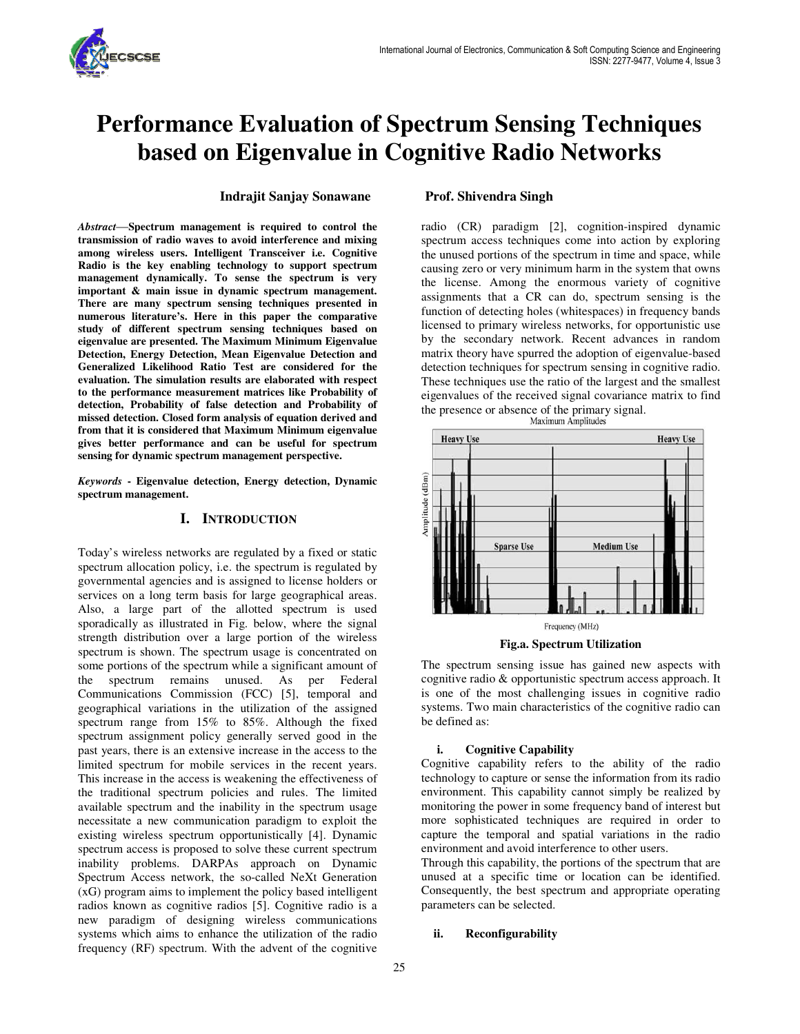# Performance Evaluation of Spectrum Sensing Techniques based on Eigenvalue in Cognitive Radio Networks

**Indrajit Sanjay Sonawane** **Prof. Shivendra Singh**

***Abstract*—Spectrum management is required to control the transmission of radio waves to avoid interference and mixing among wireless users. Intelligent Transceiver i.e. Cognitive Radio is the key enabling technology to support spectrum management dynamically. To sense the spectrum is very important & main issue in dynamic spectrum management. There are many spectrum sensing techniques presented in numerous literature's. Here in this paper the comparative study of different spectrum sensing techniques based on eigenvalue are presented. The Maximum Minimum Eigenvalue Detection, Energy Detection, Mean Eigenvalue Detection and Generalized Likelihood Ratio Test are considered for the evaluation. The simulation results are elaborated with respect to the performance measurement matrices like Probability of detection, Probability of false detection and Probability of missed detection. Closed form analysis of equation derived and from that it is considered that Maximum Minimum eigenvalue gives better performance and can be useful for spectrum sensing for dynamic spectrum management perspective.**

***Keywords* - Eigenvalue detection, Energy detection, Dynamic spectrum management.**

## I. INTRODUCTION

Today's wireless networks are regulated by a fixed or static spectrum allocation policy, i.e. the spectrum is regulated by governmental agencies and is assigned to license holders or services on a long term basis for large geographical areas. Also, a large part of the allotted spectrum is used sporadically as illustrated in Fig. below, where the signal strength distribution over a large portion of the wireless spectrum is shown. The spectrum usage is concentrated on some portions of the spectrum while a significant amount of the spectrum remains unused. As per Federal Communications Commission (FCC) [5], temporal and geographical variations in the utilization of the assigned spectrum range from 15% to 85%. Although the fixed spectrum assignment policy generally served good in the past years, there is an extensive increase in the access to the limited spectrum for mobile services in the recent years. This increase in the access is weakening the effectiveness of the traditional spectrum policies and rules. The limited available spectrum and the inability in the spectrum usage necessitate a new communication paradigm to exploit the existing wireless spectrum opportunistically [4]. Dynamic spectrum access is proposed to solve these current spectrum inability problems. DARPAs approach on Dynamic Spectrum Access network, the so-called NeXt Generation (xG) program aims to implement the policy based intelligent radios known as cognitive radios [5]. Cognitive radio is a new paradigm of designing wireless communications systems which aims to enhance the utilization of the radio frequency (RF) spectrum. With the advent of the cognitive radio (CR) paradigm [2], cognition-inspired dynamic spectrum access techniques come into action by exploring the unused portions of the spectrum in time and space, while causing zero or very minimum harm in the system that owns the license. Among the enormous variety of cognitive assignments that a CR can do, spectrum sensing is the function of detecting holes (whitespaces) in frequency bands licensed to primary wireless networks, for opportunistic use by the secondary network. Recent advances in random matrix theory have spurred the adoption of eigenvalue-based detection techniques for spectrum sensing in cognitive radio. These techniques use the ratio of the largest and the smallest eigenvalues of the received signal covariance matrix to find the presence or absence of the primary signal.

**Fig.a. Spectrum Utilization**

The spectrum sensing issue has gained new aspects with cognitive radio & opportunistic spectrum access approach. It is one of the most challenging issues in cognitive radio systems. Two main characteristics of the cognitive radio can be defined as:

### i. Cognitive Capability

Cognitive capability refers to the ability of the radio technology to capture or sense the information from its radio environment. This capability cannot simply be realized by monitoring the power in some frequency band of interest but more sophisticated techniques are required in order to capture the temporal and spatial variations in the radio environment and avoid interference to other users.

Through this capability, the portions of the spectrum that are unused at a specific time or location can be identified. Consequently, the best spectrum and appropriate operating parameters can be selected.

### ii. Reconfigurability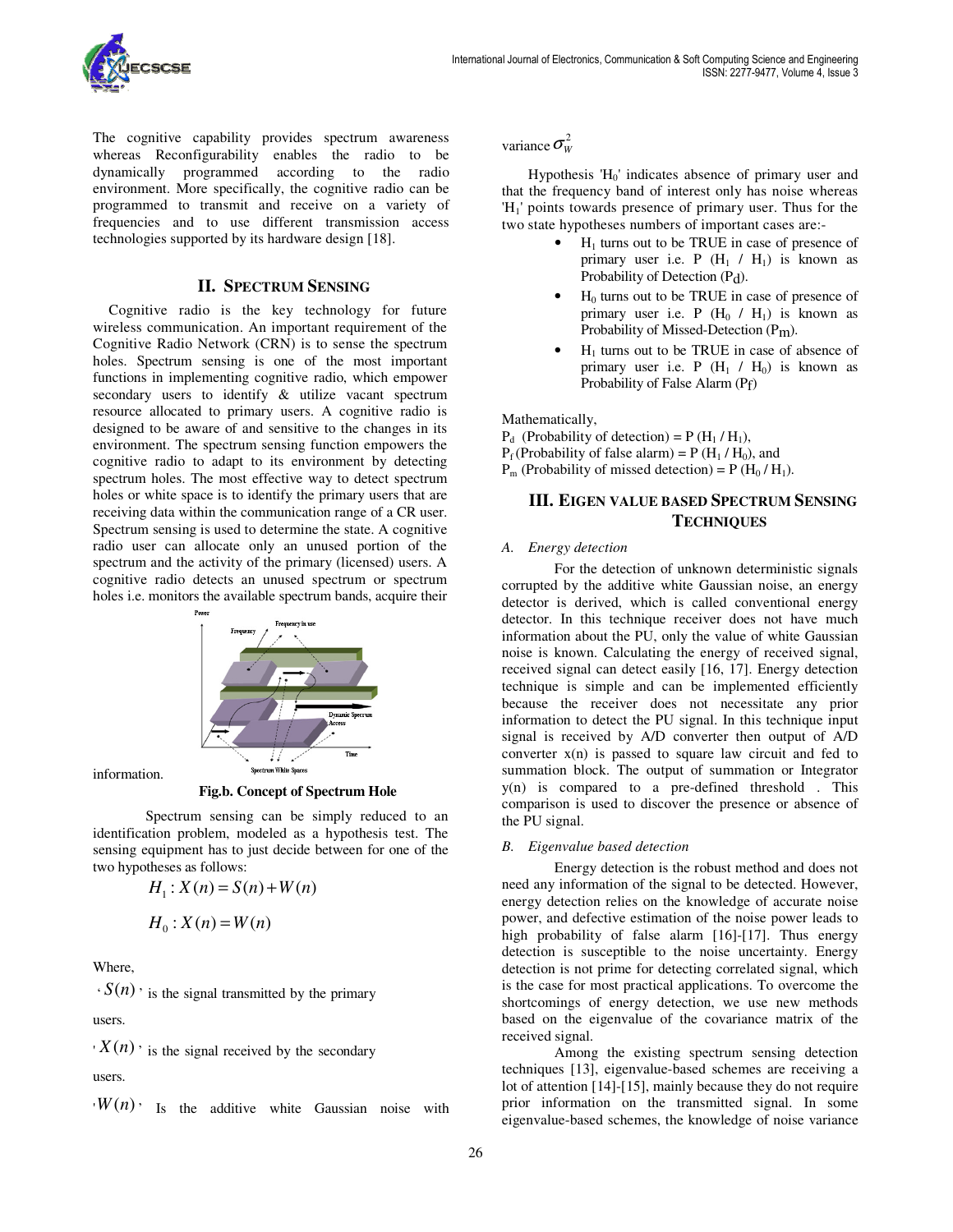The cognitive capability provides spectrum awareness whereas Reconfigurability enables the radio to be dynamically programmed according to the radio environment. More specifically, the cognitive radio can be programmed to transmit and receive on a variety of frequencies and to use different transmission access technologies supported by its hardware design [18].

## II. Spectrum Sensing

Cognitive radio is the key technology for future wireless communication. An important requirement of the Cognitive Radio Network (CRN) is to sense the spectrum holes. Spectrum sensing is one of the most important functions in implementing cognitive radio, which empower secondary users to identify & utilize vacant spectrum resource allocated to primary users. A cognitive radio is designed to be aware of and sensitive to the changes in its environment. The spectrum sensing function empowers the cognitive radio to adapt to its environment by detecting spectrum holes. The most effective way to detect spectrum holes or white space is to identify the primary users that are receiving data within the communication range of a CR user. Spectrum sensing is used to determine the state. A cognitive radio user can allocate only an unused portion of the spectrum and the activity of the primary (licensed) users. A cognitive radio detects an unused spectrum or spectrum holes i.e. monitors the available spectrum bands, acquire their information.

**Fig.b. Concept of Spectrum Hole**

Spectrum sensing can be simply reduced to an identification problem, modeled as a hypothesis test. The sensing equipment has to just decide between for one of the two hypotheses as follows:

$$H_1 : X(n) = S(n) + W(n)$$

$$H_0 : X(n) = W(n)$$

Where,

'$S(n)$' is the signal transmitted by the primary users.

'$X(n)$' is the signal received by the secondary users.

'$W(n)$' Is the additive white Gaussian noise with variance $\sigma_W^2$

Hypothesis '$H_0$' indicates absence of primary user and that the frequency band of interest only has noise whereas '$H_1$' points towards presence of primary user. Thus for the two state hypotheses numbers of important cases are:-

- $H_1$ turns out to be TRUE in case of presence of primary user i.e. P ($H_1$ / $H_1$) is known as Probability of Detection ($P_d$).
- $H_0$ turns out to be TRUE in case of presence of primary user i.e. P ($H_0$ / $H_1$) is known as Probability of Missed-Detection ($P_m$).
- $H_1$ turns out to be TRUE in case of absence of primary user i.e. P ($H_1$ / $H_0$) is known as Probability of False Alarm ($P_f$)

Mathematically,

$P_d$ (Probability of detection) = P ($H_1$ / $H_1$),

$P_f$ (Probability of false alarm) = P ($H_1$ / $H_0$), and

$P_m$ (Probability of missed detection) = P ($H_0$ / $H_1$).

## III. Eigen value based Spectrum Sensing Techniques

### *A. Energy detection*

For the detection of unknown deterministic signals corrupted by the additive white Gaussian noise, an energy detector is derived, which is called conventional energy detector. In this technique receiver does not have much information about the PU, only the value of white Gaussian noise is known. Calculating the energy of received signal, received signal can detect easily [16, 17]. Energy detection technique is simple and can be implemented efficiently because the receiver does not necessitate any prior information to detect the PU signal. In this technique input signal is received by A/D converter then output of A/D converter x(n) is passed to square law circuit and fed to summation block. The output of summation or Integrator y(n) is compared to a pre-defined threshold . This comparison is used to discover the presence or absence of the PU signal.

### *B. Eigenvalue based detection*

Energy detection is the robust method and does not need any information of the signal to be detected. However, energy detection relies on the knowledge of accurate noise power, and defective estimation of the noise power leads to high probability of false alarm [16]-[17]. Thus energy detection is susceptible to the noise uncertainty. Energy detection is not prime for detecting correlated signal, which is the case for most practical applications. To overcome the shortcomings of energy detection, we use new methods based on the eigenvalue of the covariance matrix of the received signal.

Among the existing spectrum sensing detection techniques [13], eigenvalue-based schemes are receiving a lot of attention [14]-[15], mainly because they do not require prior information on the transmitted signal. In some eigenvalue-based schemes, the knowledge of noise variance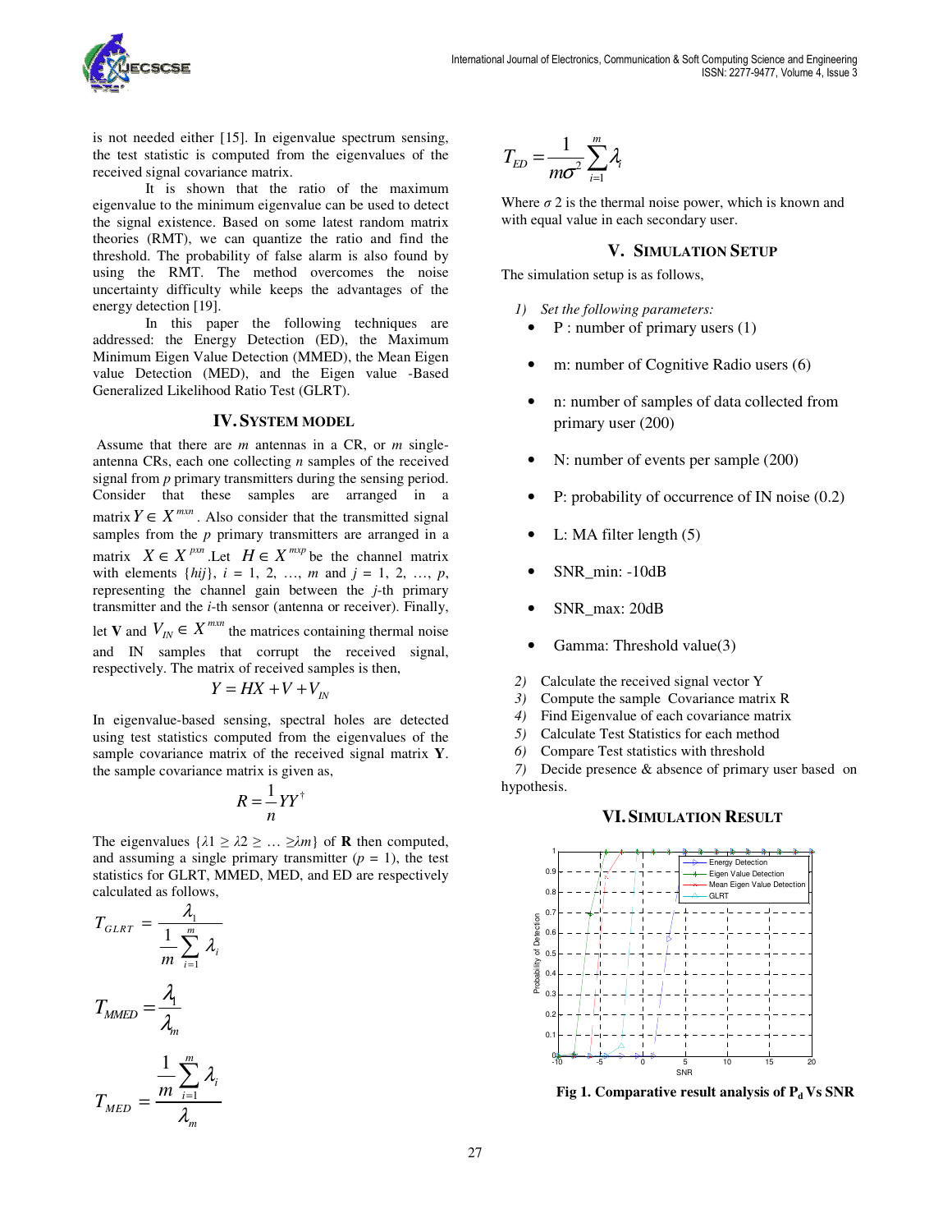is not needed either [15]. In eigenvalue spectrum sensing, the test statistic is computed from the eigenvalues of the received signal covariance matrix.

It is shown that the ratio of the maximum eigenvalue to the minimum eigenvalue can be used to detect the signal existence. Based on some latest random matrix theories (RMT), we can quantize the ratio and find the threshold. The probability of false alarm is also found by using the RMT. The method overcomes the noise uncertainty difficulty while keeps the advantages of the energy detection [19].

In this paper the following techniques are addressed: the Energy Detection (ED), the Maximum Minimum Eigen Value Detection (MMED), the Mean Eigen value Detection (MED), and the Eigen value -Based Generalized Likelihood Ratio Test (GLRT).

## IV. SYSTEM MODEL

Assume that there are $m$ antennas in a CR, or $m$ single-antenna CRs, each one collecting $n$ samples of the received signal from $p$ primary transmitters during the sensing period. Consider that these samples are arranged in a matrix $Y \in X^{mxn}$. Also consider that the transmitted signal samples from the $p$ primary transmitters are arranged in a matrix $X \in X^{pxn}$.Let $H \in X^{mxp}$ be the channel matrix with elements $\{hij\}$, $i = 1, 2, \ldots, m$ and $j = 1, 2, \ldots, p$, representing the channel gain between the $j$-th primary transmitter and the $i$-th sensor (antenna or receiver). Finally, let **V** and $V_{IN} \in X^{mxn}$ the matrices containing thermal noise and IN samples that corrupt the received signal, respectively. The matrix of received samples is then,

$$Y = HX + V + V_{IN}$$

In eigenvalue-based sensing, spectral holes are detected using test statistics computed from the eigenvalues of the sample covariance matrix of the received signal matrix **Y**. the sample covariance matrix is given as,

$$R = \frac{1}{n} YY^{\dagger}$$

The eigenvalues $\{\lambda 1 \geq \lambda 2 \geq \ldots \geq \lambda m\}$ of **R** then computed, and assuming a single primary transmitter ($p = 1$), the test statistics for GLRT, MMED, MED, and ED are respectively calculated as follows,

$$T_{GLRT} = \frac{\lambda_1}{\frac{1}{m}\sum_{i=1}^{m} \lambda_i}$$

$$T_{MMED} = \frac{\lambda_1}{\lambda_m}$$

$$T_{MED} = \frac{\frac{1}{m}\sum_{i=1}^{m} \lambda_i}{\lambda_m}$$

$$T_{ED} = \frac{1}{m\sigma^2}\sum_{i=1}^{m} \lambda_i$$

Where $\sigma$ 2 is the thermal noise power, which is known and with equal value in each secondary user.

## V. SIMULATION SETUP

The simulation setup is as follows,

1) *Set the following parameters:*
   - P : number of primary users (1)
   - m: number of Cognitive Radio users (6)
   - n: number of samples of data collected from primary user (200)
   - N: number of events per sample (200)
   - P: probability of occurrence of IN noise (0.2)
   - L: MA filter length (5)
   - SNR_min: -10dB
   - SNR_max: 20dB
   - Gamma: Threshold value(3)
2) Calculate the received signal vector Y
3) Compute the sample Covariance matrix R
4) Find Eigenvalue of each covariance matrix
5) Calculate Test Statistics for each method
6) Compare Test statistics with threshold
7) Decide presence & absence of primary user based on hypothesis.

## VI. SIMULATION RESULT

**Fig 1. Comparative result analysis of $P_d$ Vs SNR**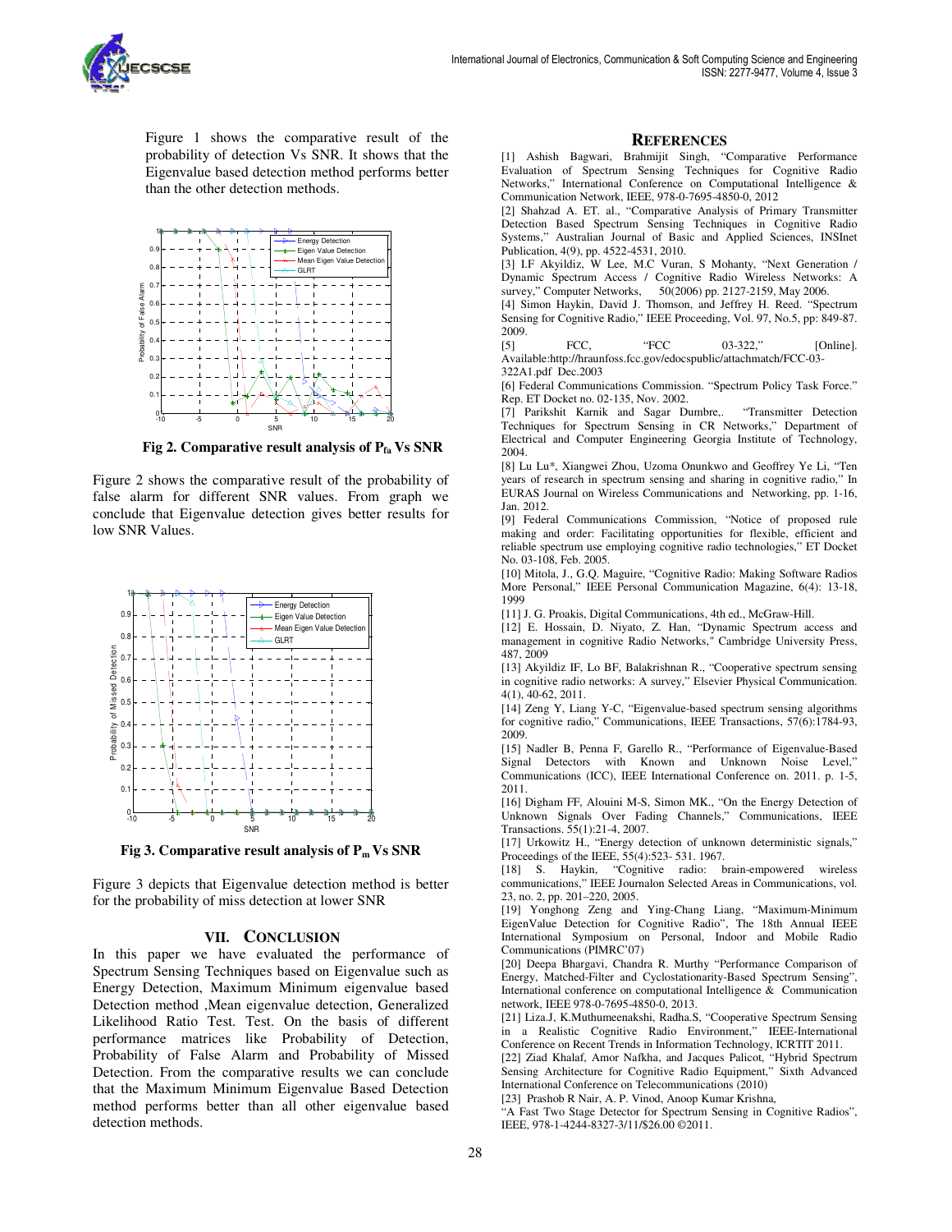Figure 1 shows the comparative result of the probability of detection Vs SNR. It shows that the Eigenvalue based detection method performs better than the other detection methods.

**Fig 2. Comparative result analysis of $P_{fa}$ Vs SNR**

Figure 2 shows the comparative result of the probability of false alarm for different SNR values. From graph we conclude that Eigenvalue detection gives better results for low SNR Values.

**Fig 3. Comparative result analysis of $P_m$ Vs SNR**

Figure 3 depicts that Eigenvalue detection method is better for the probability of miss detection at lower SNR

## VII. CONCLUSION

In this paper we have evaluated the performance of Spectrum Sensing Techniques based on Eigenvalue such as Energy Detection, Maximum Minimum eigenvalue based Detection method ,Mean eigenvalue detection, Generalized Likelihood Ratio Test. Test. On the basis of different performance matrices like Probability of Detection, Probability of False Alarm and Probability of Missed Detection. From the comparative results we can conclude that the Maximum Minimum Eigenvalue Based Detection method performs better than all other eigenvalue based detection methods.

## REFERENCES

[1] Ashish Bagwari, Brahmijit Singh, "Comparative Performance Evaluation of Spectrum Sensing Techniques for Cognitive Radio Networks," International Conference on Computational Intelligence & Communication Network, IEEE, 978-0-7695-4850-0, 2012

[2] Shahzad A. ET. al., "Comparative Analysis of Primary Transmitter Detection Based Spectrum Sensing Techniques in Cognitive Radio Systems," Australian Journal of Basic and Applied Sciences, INSInet Publication, 4(9), pp. 4522-4531, 2010.

[3] I.F Akyildiz, W Lee, M.C Vuran, S Mohanty, "Next Generation / Dynamic Spectrum Access / Cognitive Radio Wireless Networks: A survey," Computer Networks, 50(2006) pp. 2127-2159, May 2006.

[4] Simon Haykin, David J. Thomson, and Jeffrey H. Reed. "Spectrum Sensing for Cognitive Radio," IEEE Proceeding, Vol. 97, No.5, pp: 849-87. 2009.

[5] FCC, "FCC 03-322," [Online]. Available:http://hraunfoss.fcc.gov/edocspublic/attachmatch/FCC-03-322A1.pdf Dec.2003

[6] Federal Communications Commission. "Spectrum Policy Task Force." Rep. ET Docket no. 02-135, Nov. 2002.

[7] Parikshit Karnik and Sagar Dumbre,. "Transmitter Detection Techniques for Spectrum Sensing in CR Networks," Department of Electrical and Computer Engineering Georgia Institute of Technology, 2004.

[8] Lu Lu*, Xiangwei Zhou, Uzoma Onunkwo and Geoffrey Ye Li, "Ten years of research in spectrum sensing and sharing in cognitive radio," In EURAS Journal on Wireless Communications and Networking, pp. 1-16, Jan. 2012.

[9] Federal Communications Commission, "Notice of proposed rule making and order: Facilitating opportunities for flexible, efficient and reliable spectrum use employing cognitive radio technologies," ET Docket No. 03-108, Feb. 2005.

[10] Mitola, J., G.Q. Maguire, "Cognitive Radio: Making Software Radios More Personal," IEEE Personal Communication Magazine, 6(4): 13-18, 1999

[11] J. G. Proakis, Digital Communications, 4th ed., McGraw-Hill.

[12] E. Hossain, D. Niyato, Z. Han, "Dynamic Spectrum access and management in cognitive Radio Networks," Cambridge University Press, 487, 2009

[13] Akyildiz IF, Lo BF, Balakrishnan R., "Cooperative spectrum sensing in cognitive radio networks: A survey," Elsevier Physical Communication. 4(1), 40-62, 2011.

[14] Zeng Y, Liang Y-C, "Eigenvalue-based spectrum sensing algorithms for cognitive radio," Communications, IEEE Transactions, 57(6):1784-93, 2009.

[15] Nadler B, Penna F, Garello R., "Performance of Eigenvalue-Based Signal Detectors with Known and Unknown Noise Level," Communications (ICC), IEEE International Conference on. 2011. p. 1-5, 2011.

[16] Digham FF, Alouini M-S, Simon MK., "On the Energy Detection of Unknown Signals Over Fading Channels," Communications, IEEE Transactions. 55(1):21-4, 2007.

[17] Urkowitz H., "Energy detection of unknown deterministic signals," Proceedings of the IEEE, 55(4):523- 531. 1967.

[18] S. Haykin, "Cognitive radio: brain-empowered wireless communications," IEEE Journalon Selected Areas in Communications, vol. 23, no. 2, pp. 201–220, 2005.

[19] Yonghong Zeng and Ying-Chang Liang, "Maximum-Minimum EigenValue Detection for Cognitive Radio", The 18th Annual IEEE International Symposium on Personal, Indoor and Mobile Radio Communications (PIMRC'07)

[20] Deepa Bhargavi, Chandra R. Murthy "Performance Comparison of Energy, Matched-Filter and Cyclostationarity-Based Spectrum Sensing", International conference on computational Intelligence & Communication network, IEEE 978-0-7695-4850-0, 2013.

[21] Liza.J, K.Muthumeenakshi, Radha.S, "Cooperative Spectrum Sensing in a Realistic Cognitive Radio Environment," IEEE-International Conference on Recent Trends in Information Technology, ICRTIT 2011.

[22] Ziad Khalaf, Amor Nafkha, and Jacques Palicot, "Hybrid Spectrum Sensing Architecture for Cognitive Radio Equipment," Sixth Advanced International Conference on Telecommunications (2010)

[23] Prashob R Nair, A. P. Vinod, Anoop Kumar Krishna, "A Fast Two Stage Detector for Spectrum Sensing in Cognitive Radios", IEEE, 978-1-4244-8327-3/11/$26.00 ©2011.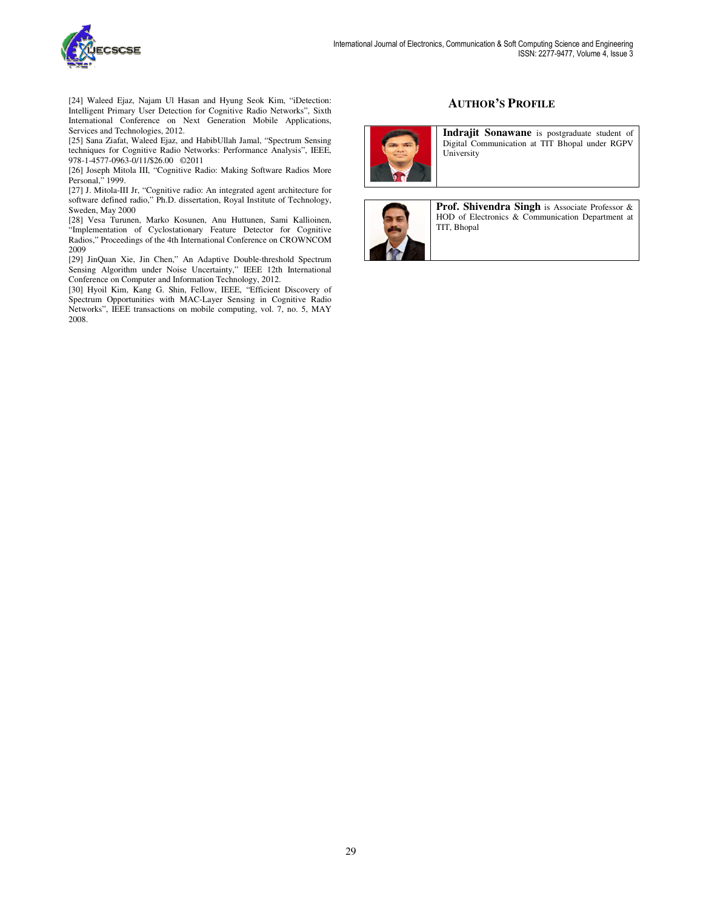[24] Waleed Ejaz, Najam Ul Hasan and Hyung Seok Kim, "iDetection: Intelligent Primary User Detection for Cognitive Radio Networks", Sixth International Conference on Next Generation Mobile Applications, Services and Technologies, 2012.

[25] Sana Ziafat, Waleed Ejaz, and HabibUllah Jamal, "Spectrum Sensing techniques for Cognitive Radio Networks: Performance Analysis", IEEE, 978-1-4577-0963-0/11/$26.00 ©2011

[26] Joseph Mitola III, "Cognitive Radio: Making Software Radios More Personal," 1999.

[27] J. Mitola-III Jr, "Cognitive radio: An integrated agent architecture for software defined radio," Ph.D. dissertation, Royal Institute of Technology, Sweden, May 2000

[28] Vesa Turunen, Marko Kosunen, Anu Huttunen, Sami Kallioinen, "Implementation of Cyclostationary Feature Detector for Cognitive Radios," Proceedings of the 4th International Conference on CROWNCOM 2009

[29] JinQuan Xie, Jin Chen," An Adaptive Double-threshold Spectrum Sensing Algorithm under Noise Uncertainty," IEEE 12th International Conference on Computer and Information Technology, 2012.

[30] Hyoil Kim, Kang G. Shin, Fellow, IEEE, "Efficient Discovery of Spectrum Opportunities with MAC-Layer Sensing in Cognitive Radio Networks", IEEE transactions on mobile computing, vol. 7, no. 5, MAY 2008.

## AUTHOR'S PROFILE

**Indrajit Sonawane** is postgraduate student of Digital Communication at TIT Bhopal under RGPV University

**Prof. Shivendra Singh** is Associate Professor & HOD of Electronics & Communication Department at TIT, Bhopal